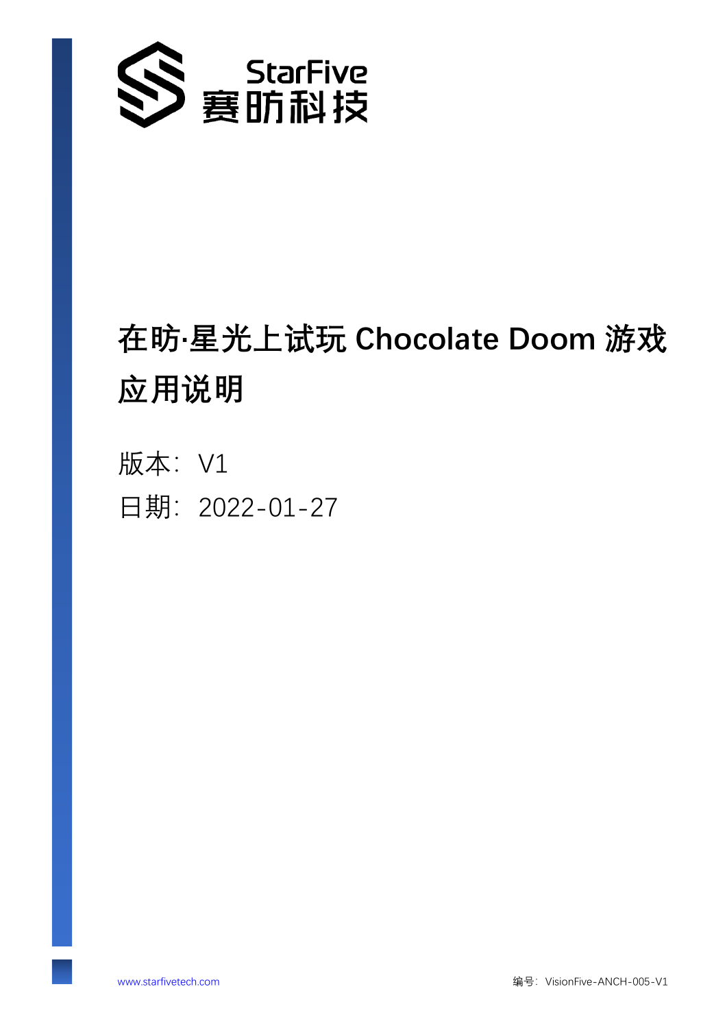StarFive
赛昉科技

# 在昉·星光上试玩 Chocolate Doom 游戏应用说明

版本：V1

日期：2022-01-27

www.starfivetech.com

编号：VisionFive-ANCH-005-V1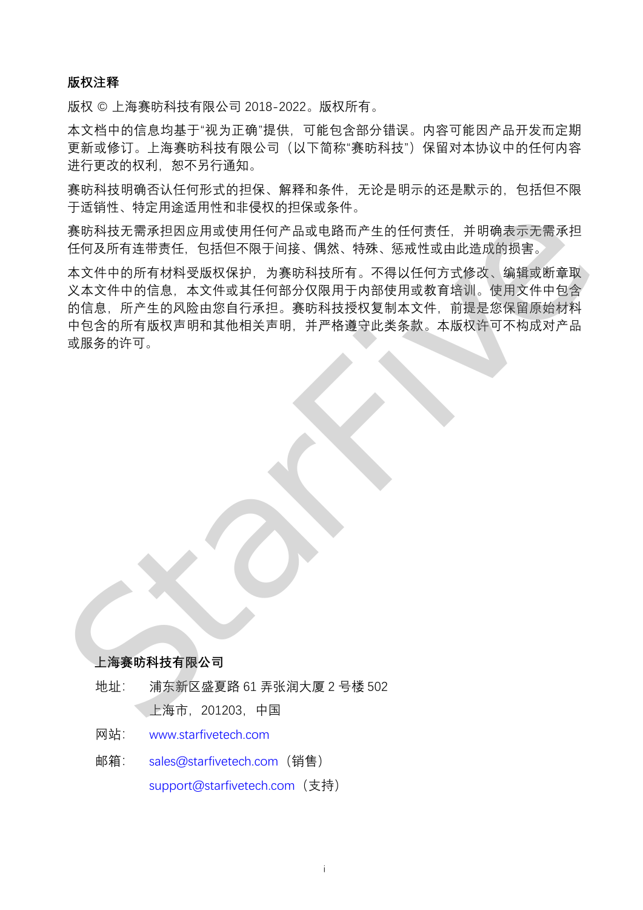**版权注释**

版权 © 上海赛昉科技有限公司 2018-2022。版权所有。

本文档中的信息均基于"视为正确"提供，可能包含部分错误。内容可能因产品开发而定期更新或修订。上海赛昉科技有限公司（以下简称"赛昉科技"）保留对本协议中的任何内容进行更改的权利，恕不另行通知。

赛昉科技明确否认任何形式的担保、解释和条件，无论是明示的还是默示的，包括但不限于适销性、特定用途适用性和非侵权的担保或条件。

赛昉科技无需承担因应用或使用任何产品或电路而产生的任何责任，并明确表示无需承担任何及所有连带责任，包括但不限于间接、偶然、特殊、惩戒性或由此造成的损害。

本文件中的所有材料受版权保护，为赛昉科技所有。不得以任何方式修改、编辑或断章取义本文件中的信息，本文件或其任何部分仅限用于内部使用或教育培训。使用文件中包含的信息，所产生的风险由您自行承担。赛昉科技授权复制本文件，前提是您保留原始材料中包含的所有版权声明和其他相关声明，并严格遵守此类条款。本版权许可不构成对产品或服务的许可。

**上海赛昉科技有限公司**

地址：　浦东新区盛夏路 61 弄张润大厦 2 号楼 502

　　　　上海市，201203，中国

网站：　www.starfivetech.com

邮箱：　sales@starfivetech.com（销售）

　　　　support@starfivetech.com（支持）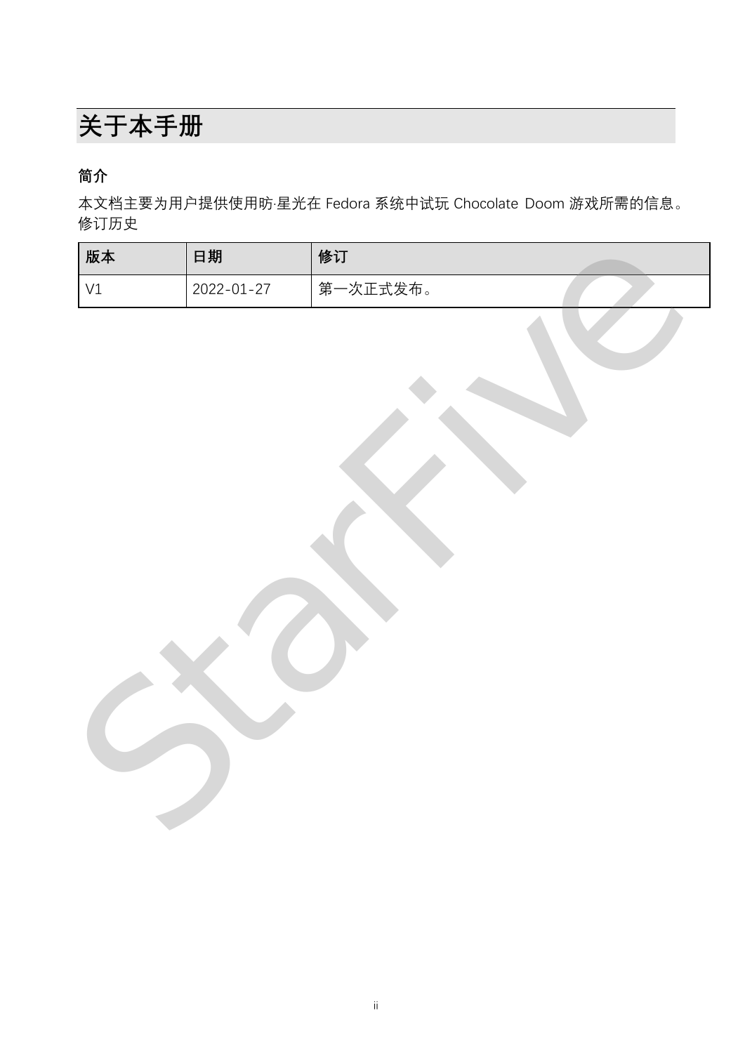# 关于本手册

### 简介

本文档主要为用户提供使用昉·星光在 Fedora 系统中试玩 Chocolate Doom 游戏所需的信息。

修订历史

| 版本 | 日期 | 修订 |
| --- | --- | --- |
| V1 | 2022-01-27 | 第一次正式发布。 |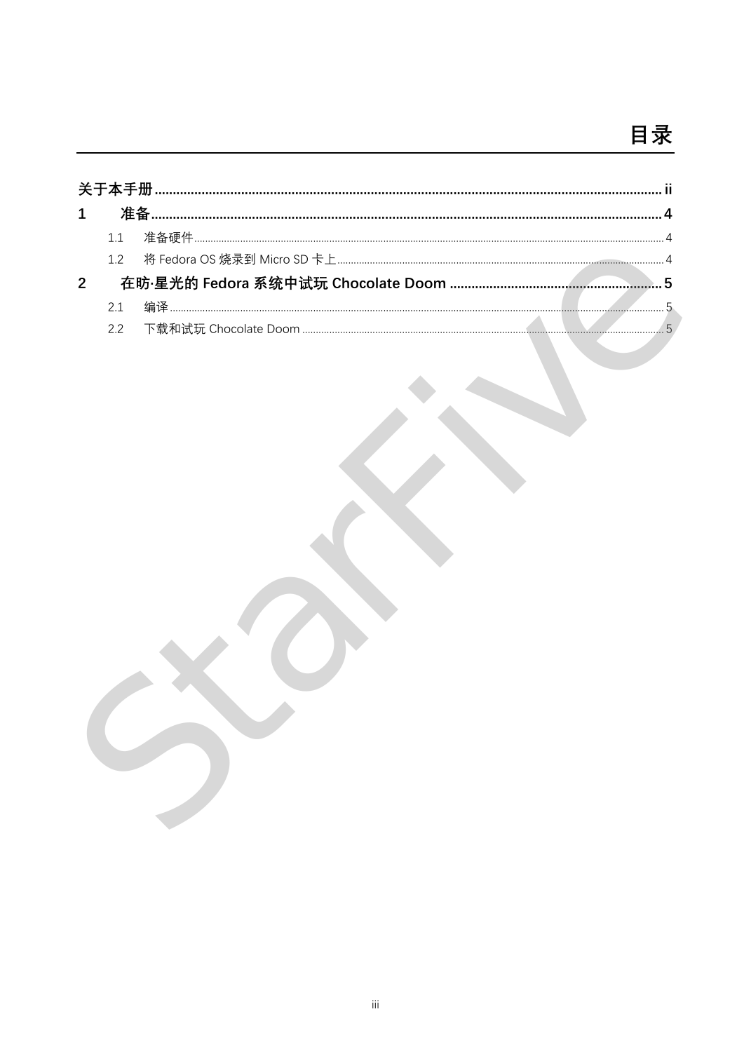# 目录

关于本手册 ...... ii

1 准备 ...... 4

- 1.1 准备硬件 ...... 4
- 1.2 将 Fedora OS 烧录到 Micro SD 卡上 ...... 4

2 在昉·星光的 Fedora 系统中试玩 Chocolate Doom ...... 5

- 2.1 编译 ...... 5
- 2.2 下载和试玩 Chocolate Doom ...... 5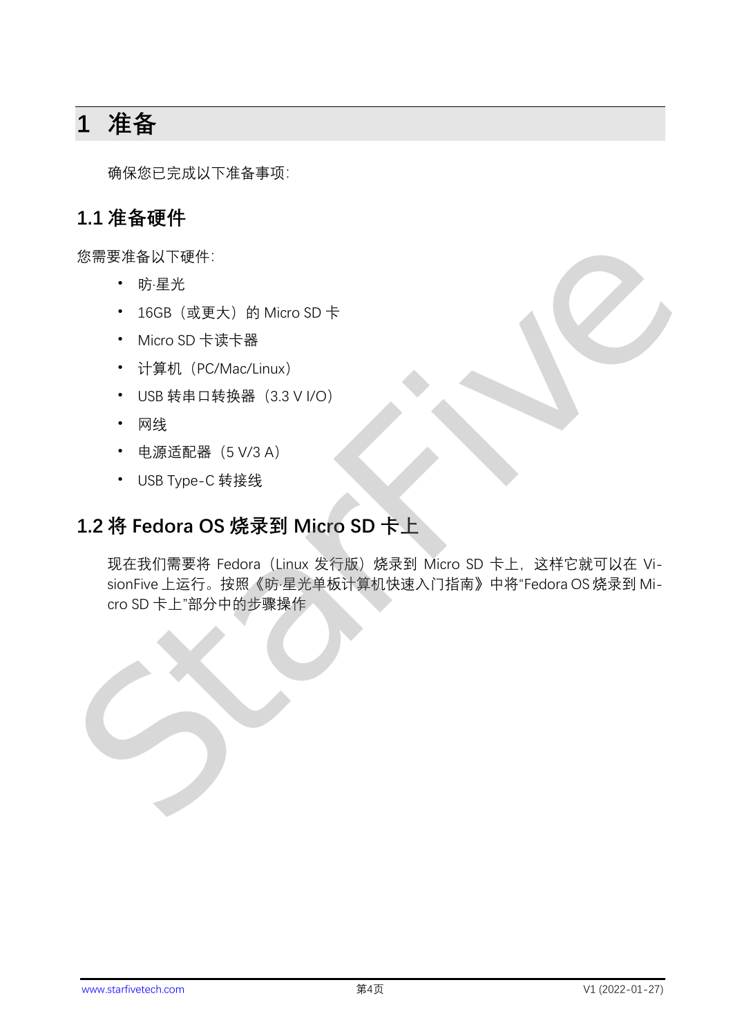# 1 准备

确保您已完成以下准备事项:

## 1.1 准备硬件

您需要准备以下硬件:

- 昉·星光
- 16GB（或更大）的 Micro SD 卡
- Micro SD 卡读卡器
- 计算机（PC/Mac/Linux）
- USB 转串口转换器（3.3 V I/O）
- 网线
- 电源适配器（5 V/3 A）
- USB Type-C 转接线

## 1.2 将 Fedora OS 烧录到 Micro SD 卡上

现在我们需要将 Fedora（Linux 发行版）烧录到 Micro SD 卡上，这样它就可以在 VisionFive 上运行。按照《昉·星光单板计算机快速入门指南》中将"Fedora OS 烧录到 Micro SD 卡上"部分中的步骤操作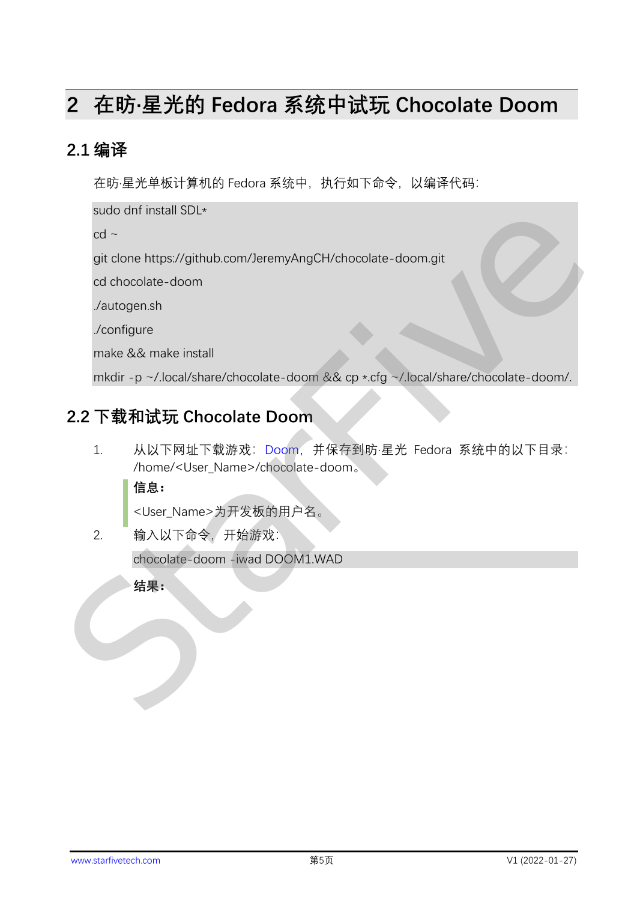# 2 在昉·星光的 Fedora 系统中试玩 Chocolate Doom

## 2.1 编译

在昉·星光单板计算机的 Fedora 系统中，执行如下命令，以编译代码：

```
sudo dnf install SDL*
cd ~
git clone https://github.com/JeremyAngCH/chocolate-doom.git
cd chocolate-doom
./autogen.sh
./configure
make && make install
mkdir -p ~/.local/share/chocolate-doom && cp *.cfg ~/.local/share/chocolate-doom/.
```

## 2.2 下载和试玩 Chocolate Doom

1. 从以下网址下载游戏：Doom，并保存到昉·星光 Fedora 系统中的以下目录：/home/<User_Name>/chocolate-doom。

   **信息：**

   <User_Name>为开发板的用户名。

2. 输入以下命令，开始游戏：

   ```
   chocolate-doom -iwad DOOM1.WAD
   ```

   **结果：**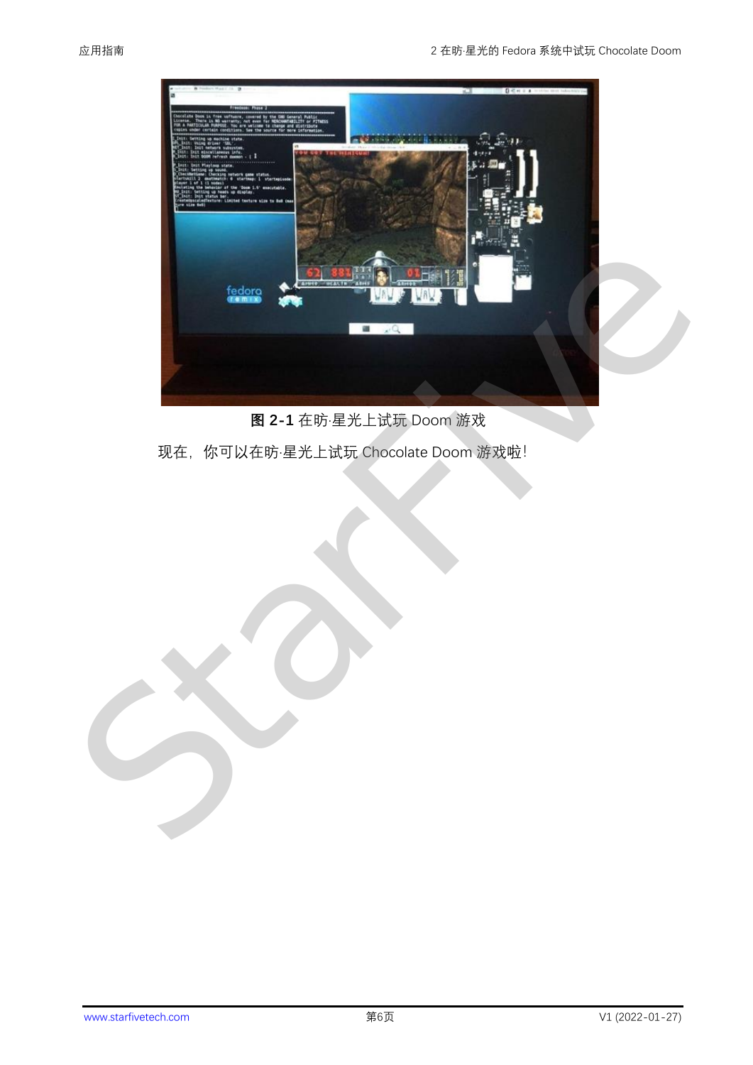**图 2-1** 在昉·星光上试玩 Doom 游戏

现在，你可以在昉·星光上试玩 Chocolate Doom 游戏啦!